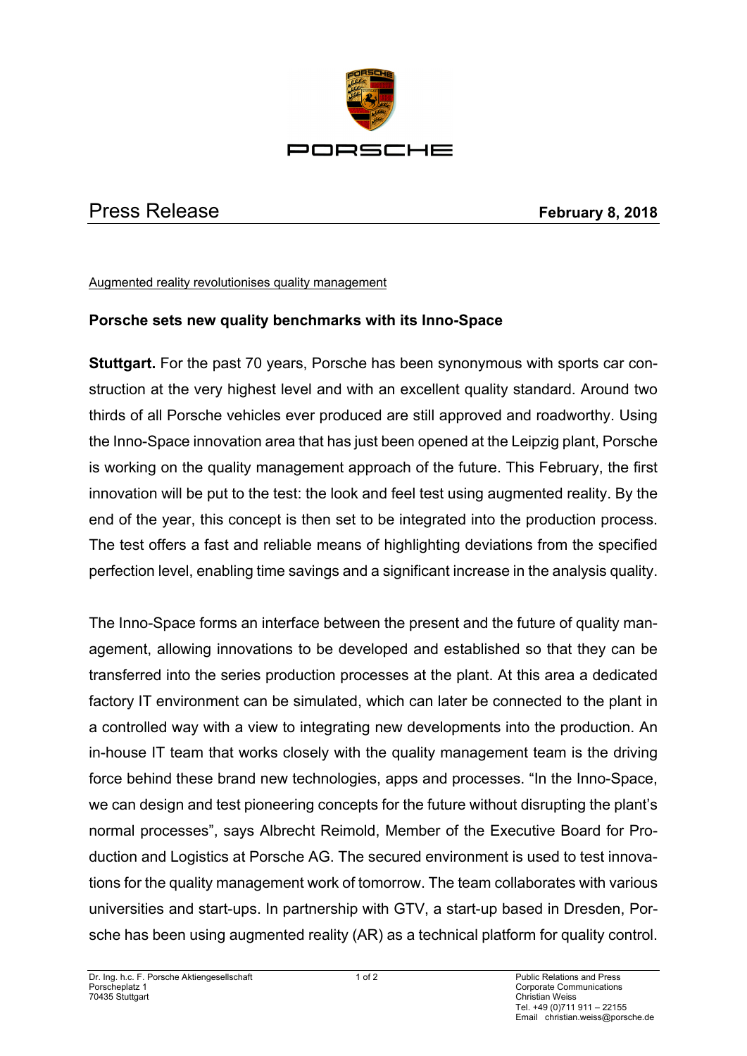PORSCHE

# Press Release

**February 8, 2018**

Augmented reality revolutionises quality management

## Porsche sets new quality benchmarks with its Inno-Space

**Stuttgart.** For the past 70 years, Porsche has been synonymous with sports car construction at the very highest level and with an excellent quality standard. Around two thirds of all Porsche vehicles ever produced are still approved and roadworthy. Using the Inno-Space innovation area that has just been opened at the Leipzig plant, Porsche is working on the quality management approach of the future. This February, the first innovation will be put to the test: the look and feel test using augmented reality. By the end of the year, this concept is then set to be integrated into the production process. The test offers a fast and reliable means of highlighting deviations from the specified perfection level, enabling time savings and a significant increase in the analysis quality.

The Inno-Space forms an interface between the present and the future of quality management, allowing innovations to be developed and established so that they can be transferred into the series production processes at the plant. At this area a dedicated factory IT environment can be simulated, which can later be connected to the plant in a controlled way with a view to integrating new developments into the production. An in-house IT team that works closely with the quality management team is the driving force behind these brand new technologies, apps and processes. "In the Inno-Space, we can design and test pioneering concepts for the future without disrupting the plant's normal processes", says Albrecht Reimold, Member of the Executive Board for Production and Logistics at Porsche AG. The secured environment is used to test innovations for the quality management work of tomorrow. The team collaborates with various universities and start-ups. In partnership with GTV, a start-up based in Dresden, Porsche has been using augmented reality (AR) as a technical platform for quality control.

Dr. Ing. h.c. F. Porsche Aktiengesellschaft
Porscheplatz 1
70435 Stuttgart

Public Relations and Press
Corporate Communications
Christian Weiss
Tel. +49 (0)711 911 – 22155
Email christian.weiss@porsche.de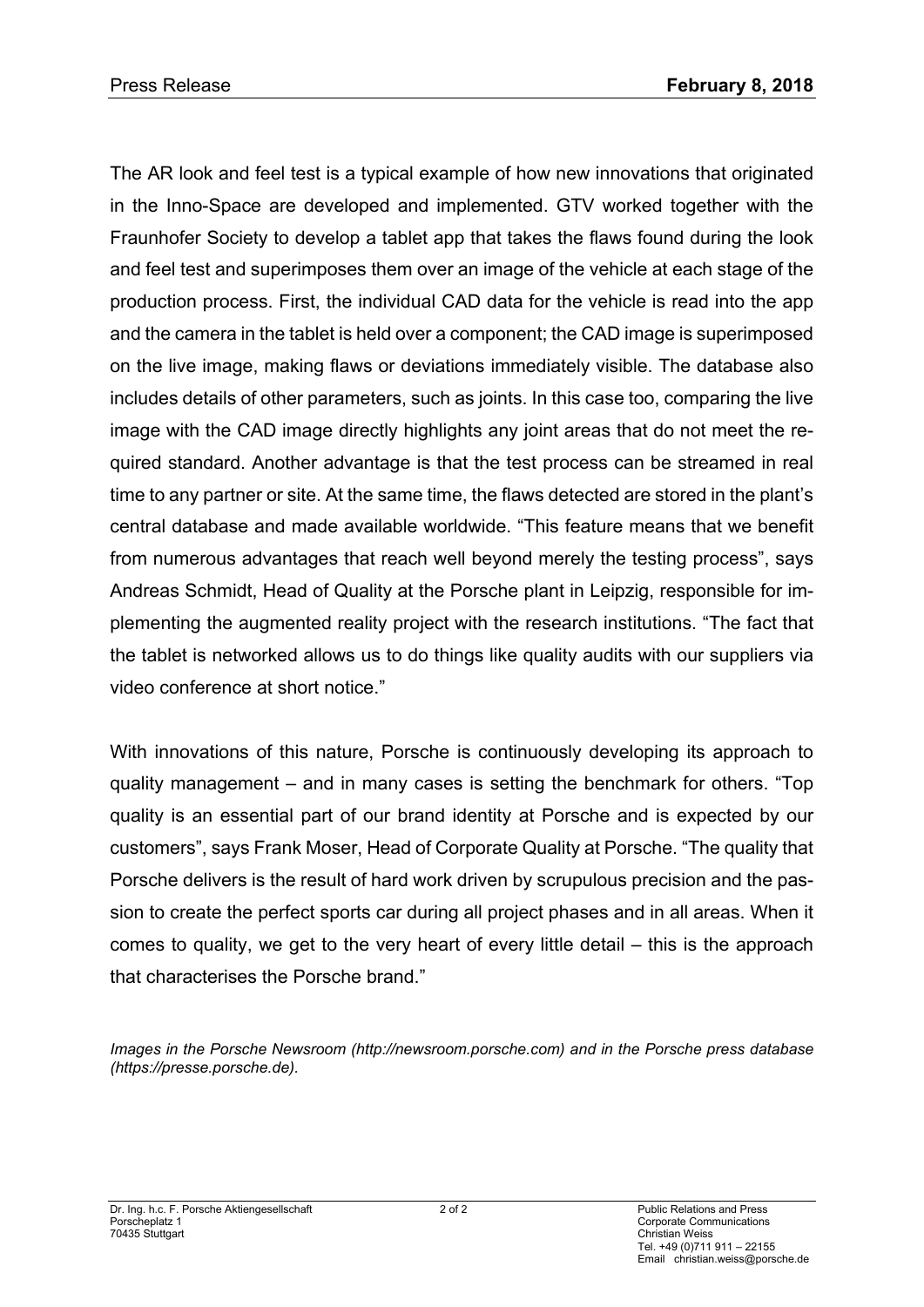The AR look and feel test is a typical example of how new innovations that originated in the Inno-Space are developed and implemented. GTV worked together with the Fraunhofer Society to develop a tablet app that takes the flaws found during the look and feel test and superimposes them over an image of the vehicle at each stage of the production process. First, the individual CAD data for the vehicle is read into the app and the camera in the tablet is held over a component; the CAD image is superimposed on the live image, making flaws or deviations immediately visible. The database also includes details of other parameters, such as joints. In this case too, comparing the live image with the CAD image directly highlights any joint areas that do not meet the required standard. Another advantage is that the test process can be streamed in real time to any partner or site. At the same time, the flaws detected are stored in the plant's central database and made available worldwide. "This feature means that we benefit from numerous advantages that reach well beyond merely the testing process", says Andreas Schmidt, Head of Quality at the Porsche plant in Leipzig, responsible for implementing the augmented reality project with the research institutions. "The fact that the tablet is networked allows us to do things like quality audits with our suppliers via video conference at short notice."

With innovations of this nature, Porsche is continuously developing its approach to quality management – and in many cases is setting the benchmark for others. "Top quality is an essential part of our brand identity at Porsche and is expected by our customers", says Frank Moser, Head of Corporate Quality at Porsche. "The quality that Porsche delivers is the result of hard work driven by scrupulous precision and the passion to create the perfect sports car during all project phases and in all areas. When it comes to quality, we get to the very heart of every little detail – this is the approach that characterises the Porsche brand."

*Images in the Porsche Newsroom (http://newsroom.porsche.com) and in the Porsche press database (https://presse.porsche.de).*